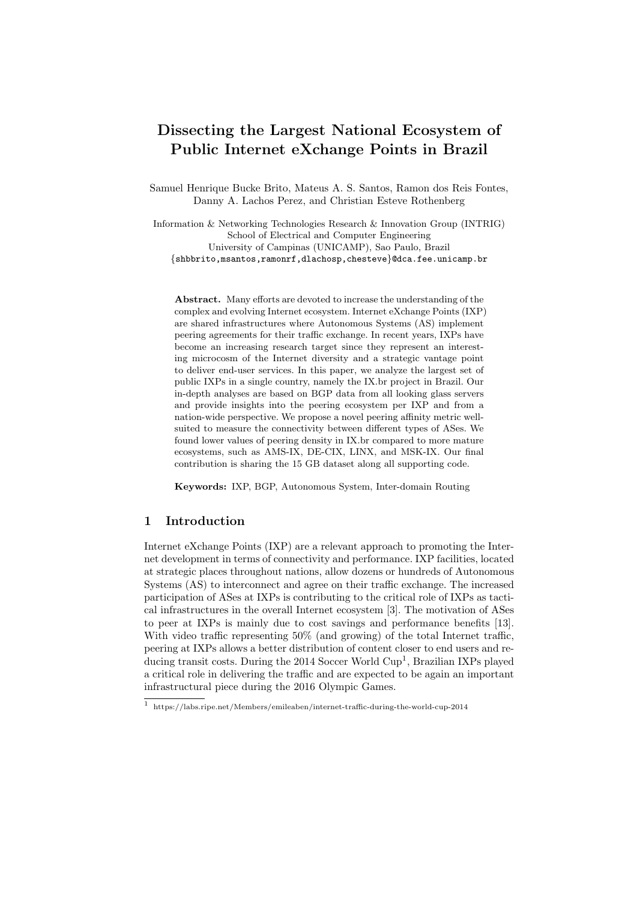# Dissecting the Largest National Ecosystem of Public Internet eXchange Points in Brazil

Samuel Henrique Bucke Brito, Mateus A. S. Santos, Ramon dos Reis Fontes, Danny A. Lachos Perez, and Christian Esteve Rothenberg

Information & Networking Technologies Research & Innovation Group (INTRIG)
School of Electrical and Computer Engineering
University of Campinas (UNICAMP), Sao Paulo, Brazil
{shbbrito,msantos,ramonrf,dlachosp,chesteve}@dca.fee.unicamp.br

**Abstract.** Many efforts are devoted to increase the understanding of the complex and evolving Internet ecosystem. Internet eXchange Points (IXP) are shared infrastructures where Autonomous Systems (AS) implement peering agreements for their traffic exchange. In recent years, IXPs have become an increasing research target since they represent an interesting microcosm of the Internet diversity and a strategic vantage point to deliver end-user services. In this paper, we analyze the largest set of public IXPs in a single country, namely the IX.br project in Brazil. Our in-depth analyses are based on BGP data from all looking glass servers and provide insights into the peering ecosystem per IXP and from a nation-wide perspective. We propose a novel peering affinity metric well-suited to measure the connectivity between different types of ASes. We found lower values of peering density in IX.br compared to more mature ecosystems, such as AMS-IX, DE-CIX, LINX, and MSK-IX. Our final contribution is sharing the 15 GB dataset along all supporting code.

**Keywords:** IXP, BGP, Autonomous System, Inter-domain Routing

## 1 Introduction

Internet eXchange Points (IXP) are a relevant approach to promoting the Internet development in terms of connectivity and performance. IXP facilities, located at strategic places throughout nations, allow dozens or hundreds of Autonomous Systems (AS) to interconnect and agree on their traffic exchange. The increased participation of ASes at IXPs is contributing to the critical role of IXPs as tactical infrastructures in the overall Internet ecosystem [3]. The motivation of ASes to peer at IXPs is mainly due to cost savings and performance benefits [13]. With video traffic representing 50% (and growing) of the total Internet traffic, peering at IXPs allows a better distribution of content closer to end users and reducing transit costs. During the 2014 Soccer World Cup[1], Brazilian IXPs played a critical role in delivering the traffic and are expected to be again an important infrastructural piece during the 2016 Olympic Games.

[1] https://labs.ripe.net/Members/emileaben/internet-traffic-during-the-world-cup-2014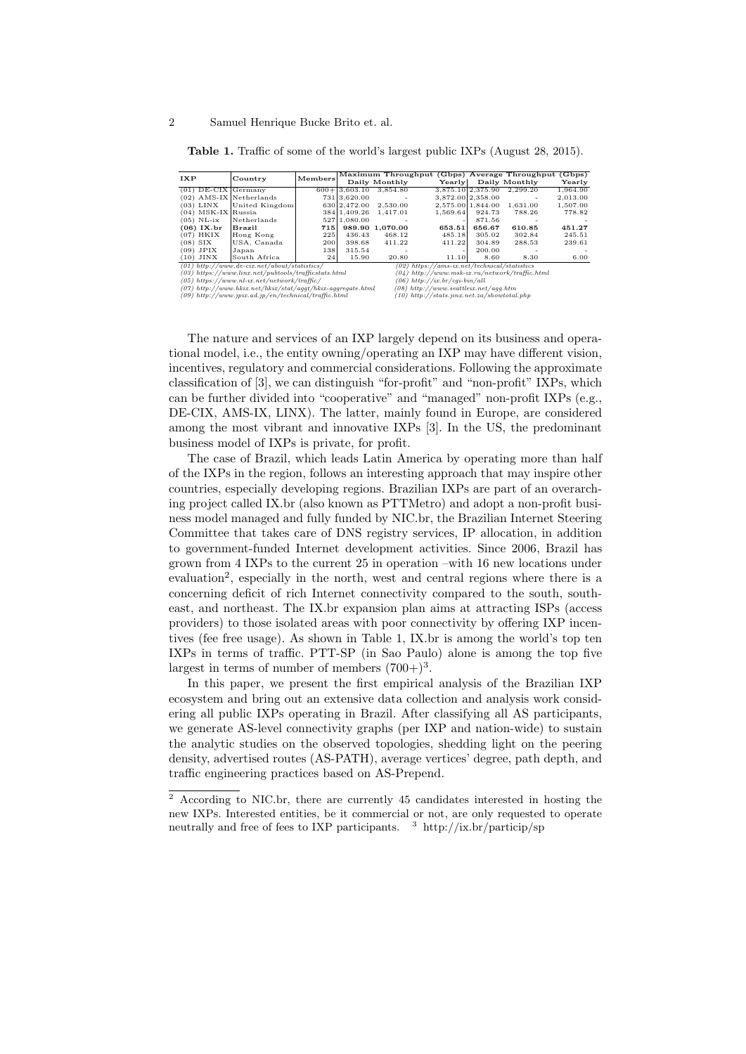**Table 1.** Traffic of some of the world's largest public IXPs (August 28, 2015).

| IXP | Country | Members | Maximum Throughput (Gbps) | | | Average Throughput (Gbps) | | |
|---|---|---|---|---|---|---|---|---|
| | | | Daily | Monthly | Yearly | Daily | Monthly | Yearly |
| (01) DE-CIX | Germany | 600+ | 3,603.10 | 3,854.80 | 3,875.10 | 2,375.90 | 2,299.20 | 1,964.90 |
| (02) AMS-IX | Netherlands | 731 | 3,620.00 | - | 3,872.00 | 2,358.00 | - | 2,013.00 |
| (03) LINX | United Kingdom | 630 | 2,472.00 | 2,530.00 | 2,575.00 | 1,844.00 | 1,631.00 | 1,507.00 |
| (04) MSK-IX | Russia | 384 | 1,409.26 | 1,417.01 | 1,569.64 | 924.73 | 788.26 | 778.82 |
| (05) NL-ix | Netherlands | 527 | 1,080.00 | - | - | 871.56 | - | - |
| **(06) IX.br** | **Brazil** | **715** | **989.90** | **1,070.00** | **653.51** | **656.67** | **610.85** | **451.27** |
| (07) HKIX | Hong Kong | 225 | 436.43 | 468.12 | 485.18 | 305.02 | 302.84 | 245.51 |
| (08) SIX | USA, Canada | 200 | 398.68 | 411.22 | 411.22 | 304.89 | 288.53 | 239.61 |
| (09) JPIX | Japan | 138 | 315.54 | - | - | 200.00 | - | - |
| (10) JINX | South Africa | 24 | 15.90 | 20.80 | 11.10 | 8.60 | 8.30 | 6.00 |

*(01) http://www.de-cix.net/about/statistics/*
*(02) https://ams-ix.net/technical/statistics*
*(03) https://www.linx.net/pubtools/trafficstats.html*
*(04) http://www.msk-ix.ru/network/traffic.html*
*(05) https://www.nl-ix.net/network/traffic/*
*(06) http://ix.br/cgi-bin/all*
*(07) http://www.hkix.net/hkix/stat/aggt/hkix-aggregate.html*
*(08) http://www.seattleix.net/agg.htm*
*(09) http://www.jpix.ad.jp/en/technical/traffic.html*
*(10) http://stats.jinx.net.za/showtotal.php*

The nature and services of an IXP largely depend on its business and operational model, i.e., the entity owning/operating an IXP may have different vision, incentives, regulatory and commercial considerations. Following the approximate classification of [3], we can distinguish "for-profit" and "non-profit" IXPs, which can be further divided into "cooperative" and "managed" non-profit IXPs (e.g., DE-CIX, AMS-IX, LINX). The latter, mainly found in Europe, are considered among the most vibrant and innovative IXPs [3]. In the US, the predominant business model of IXPs is private, for profit.

The case of Brazil, which leads Latin America by operating more than half of the IXPs in the region, follows an interesting approach that may inspire other countries, especially developing regions. Brazilian IXPs are part of an overarching project called IX.br (also known as PTTMetro) and adopt a non-profit business model managed and fully funded by NIC.br, the Brazilian Internet Steering Committee that takes care of DNS registry services, IP allocation, in addition to government-funded Internet development activities. Since 2006, Brazil has grown from 4 IXPs to the current 25 in operation –with 16 new locations under evaluation[2], especially in the north, west and central regions where there is a concerning deficit of rich Internet connectivity compared to the south, southeast, and northeast. The IX.br expansion plan aims at attracting ISPs (access providers) to those isolated areas with poor connectivity by offering IXP incentives (fee free usage). As shown in Table 1, IX.br is among the world's top ten IXPs in terms of traffic. PTT-SP (in Sao Paulo) alone is among the top five largest in terms of number of members (700+)[3].

In this paper, we present the first empirical analysis of the Brazilian IXP ecosystem and bring out an extensive data collection and analysis work considering all public IXPs operating in Brazil. After classifying all AS participants, we generate AS-level connectivity graphs (per IXP and nation-wide) to sustain the analytic studies on the observed topologies, shedding light on the peering density, advertised routes (AS-PATH), average vertices' degree, path depth, and traffic engineering practices based on AS-Prepend.

[2] According to NIC.br, there are currently 45 candidates interested in hosting the new IXPs. Interested entities, be it commercial or not, are only requested to operate neutrally and free of fees to IXP participants. [3] http://ix.br/particip/sp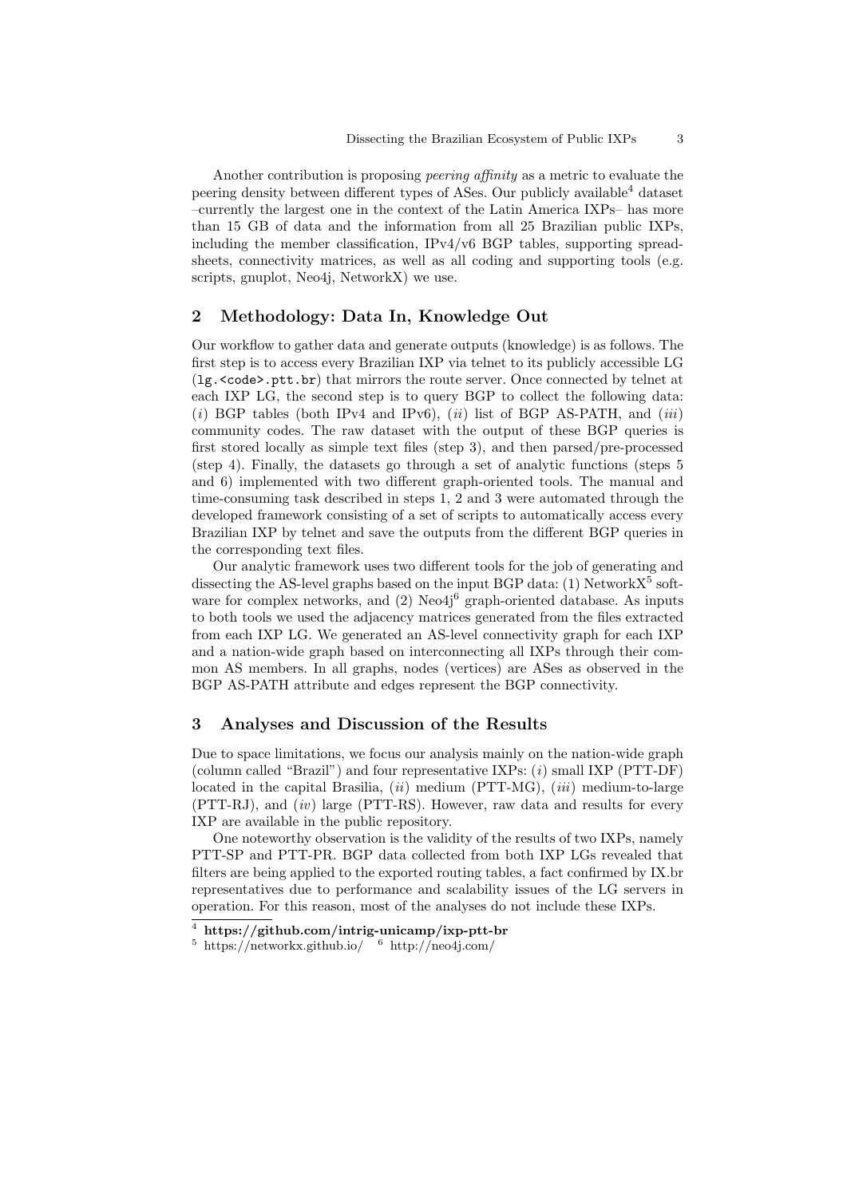Another contribution is proposing *peering affinity* as a metric to evaluate the peering density between different types of ASes. Our publicly available[4] dataset –currently the largest one in the context of the Latin America IXPs– has more than 15 GB of data and the information from all 25 Brazilian public IXPs, including the member classification, IPv4/v6 BGP tables, supporting spreadsheets, connectivity matrices, as well as all coding and supporting tools (e.g. scripts, gnuplot, Neo4j, NetworkX) we use.

## 2 Methodology: Data In, Knowledge Out

Our workflow to gather data and generate outputs (knowledge) is as follows. The first step is to access every Brazilian IXP via telnet to its publicly accessible LG (`lg.<code>.ptt.br`) that mirrors the route server. Once connected by telnet at each IXP LG, the second step is to query BGP to collect the following data: (*i*) BGP tables (both IPv4 and IPv6), (*ii*) list of BGP AS-PATH, and (*iii*) community codes. The raw dataset with the output of these BGP queries is first stored locally as simple text files (step 3), and then parsed/pre-processed (step 4). Finally, the datasets go through a set of analytic functions (steps 5 and 6) implemented with two different graph-oriented tools. The manual and time-consuming task described in steps 1, 2 and 3 were automated through the developed framework consisting of a set of scripts to automatically access every Brazilian IXP by telnet and save the outputs from the different BGP queries in the corresponding text files.

Our analytic framework uses two different tools for the job of generating and dissecting the AS-level graphs based on the input BGP data: (1) NetworkX[5] software for complex networks, and (2) Neo4j[6] graph-oriented database. As inputs to both tools we used the adjacency matrices generated from the files extracted from each IXP LG. We generated an AS-level connectivity graph for each IXP and a nation-wide graph based on interconnecting all IXPs through their common AS members. In all graphs, nodes (vertices) are ASes as observed in the BGP AS-PATH attribute and edges represent the BGP connectivity.

## 3 Analyses and Discussion of the Results

Due to space limitations, we focus our analysis mainly on the nation-wide graph (column called "Brazil") and four representative IXPs: (*i*) small IXP (PTT-DF) located in the capital Brasilia, (*ii*) medium (PTT-MG), (*iii*) medium-to-large (PTT-RJ), and (*iv*) large (PTT-RS). However, raw data and results for every IXP are available in the public repository.

One noteworthy observation is the validity of the results of two IXPs, namely PTT-SP and PTT-PR. BGP data collected from both IXP LGs revealed that filters are being applied to the exported routing tables, a fact confirmed by IX.br representatives due to performance and scalability issues of the LG servers in operation. For this reason, most of the analyses do not include these IXPs.

---

[4] **https://github.com/intrig-unicamp/ixp-ptt-br**

[5] https://networkx.github.io/ [6] http://neo4j.com/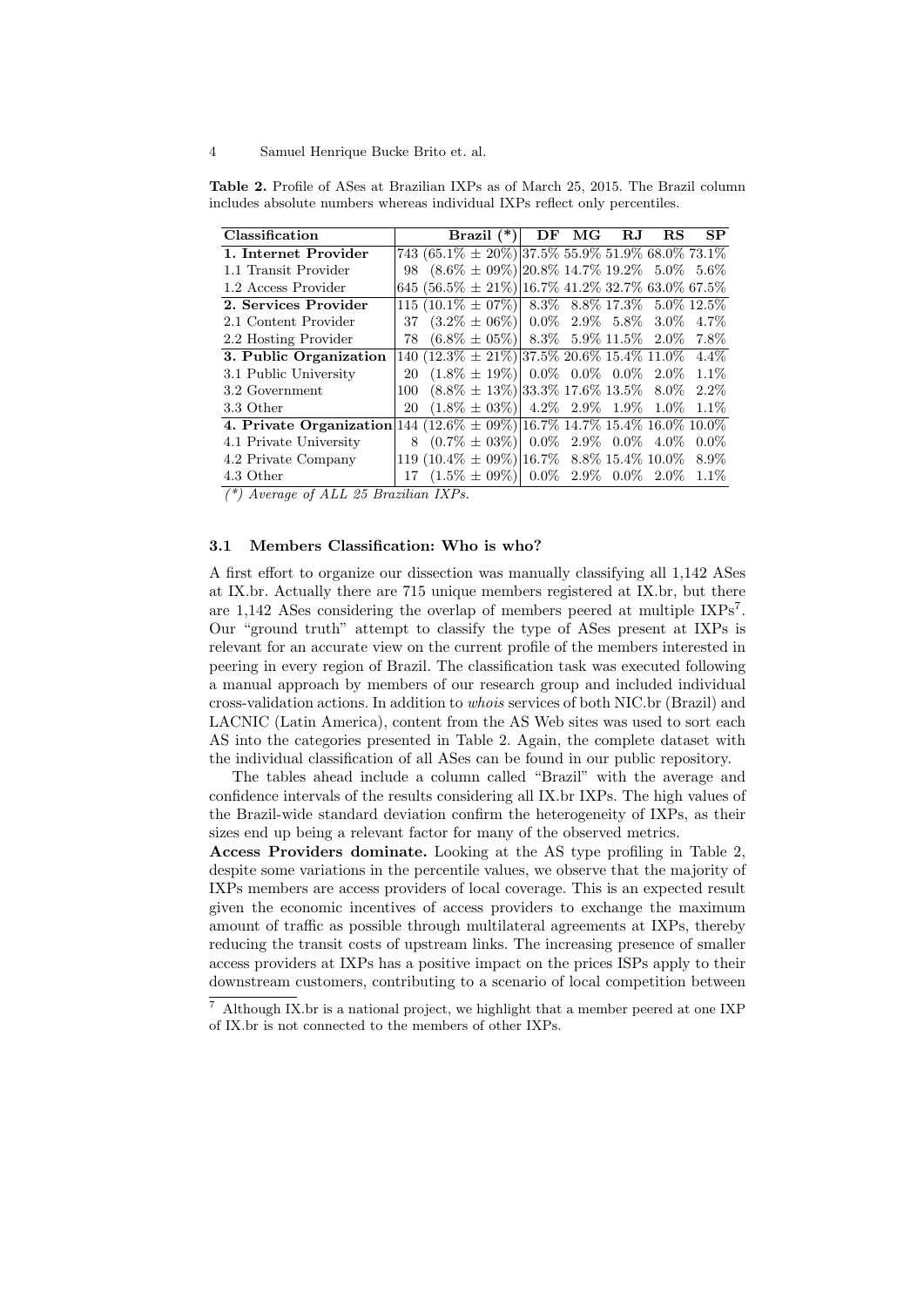**Table 2.** Profile of ASes at Brazilian IXPs as of March 25, 2015. The Brazil column includes absolute numbers whereas individual IXPs reflect only percentiles.

| Classification | Brazil (*) | DF | MG | RJ | RS | SP |
|---|---|---|---|---|---|---|
| **1. Internet Provider** | 743 (65.1% ± 20%) | 37.5% | 55.9% | 51.9% | 68.0% | 73.1% |
| 1.1 Transit Provider | 98 (8.6% ± 09%) | 20.8% | 14.7% | 19.2% | 5.0% | 5.6% |
| 1.2 Access Provider | 645 (56.5% ± 21%) | 16.7% | 41.2% | 32.7% | 63.0% | 67.5% |
| **2. Services Provider** | 115 (10.1% ± 07%) | 8.3% | 8.8% | 17.3% | 5.0% | 12.5% |
| 2.1 Content Provider | 37 (3.2% ± 06%) | 0.0% | 2.9% | 5.8% | 3.0% | 4.7% |
| 2.2 Hosting Provider | 78 (6.8% ± 05%) | 8.3% | 5.9% | 11.5% | 2.0% | 7.8% |
| **3. Public Organization** | 140 (12.3% ± 21%) | 37.5% | 20.6% | 15.4% | 11.0% | 4.4% |
| 3.1 Public University | 20 (1.8% ± 19%) | 0.0% | 0.0% | 0.0% | 2.0% | 1.1% |
| 3.2 Government | 100 (8.8% ± 13%) | 33.3% | 17.6% | 13.5% | 8.0% | 2.2% |
| 3.3 Other | 20 (1.8% ± 03%) | 4.2% | 2.9% | 1.9% | 1.0% | 1.1% |
| **4. Private Organization** | 144 (12.6% ± 09%) | 16.7% | 14.7% | 15.4% | 16.0% | 10.0% |
| 4.1 Private University | 8 (0.7% ± 03%) | 0.0% | 2.9% | 0.0% | 4.0% | 0.0% |
| 4.2 Private Company | 119 (10.4% ± 09%) | 16.7% | 8.8% | 15.4% | 10.0% | 8.9% |
| 4.3 Other | 17 (1.5% ± 09%) | 0.0% | 2.9% | 0.0% | 2.0% | 1.1% |

*(\*) Average of ALL 25 Brazilian IXPs.*

### 3.1 Members Classification: Who is who?

A first effort to organize our dissection was manually classifying all 1,142 ASes at IX.br. Actually there are 715 unique members registered at IX.br, but there are 1,142 ASes considering the overlap of members peered at multiple IXPs[7]. Our "ground truth" attempt to classify the type of ASes present at IXPs is relevant for an accurate view on the current profile of the members interested in peering in every region of Brazil. The classification task was executed following a manual approach by members of our research group and included individual cross-validation actions. In addition to *whois* services of both NIC.br (Brazil) and LACNIC (Latin America), content from the AS Web sites was used to sort each AS into the categories presented in Table 2. Again, the complete dataset with the individual classification of all ASes can be found in our public repository.

The tables ahead include a column called "Brazil" with the average and confidence intervals of the results considering all IX.br IXPs. The high values of the Brazil-wide standard deviation confirm the heterogeneity of IXPs, as their sizes end up being a relevant factor for many of the observed metrics.

**Access Providers dominate.** Looking at the AS type profiling in Table 2, despite some variations in the percentile values, we observe that the majority of IXPs members are access providers of local coverage. This is an expected result given the economic incentives of access providers to exchange the maximum amount of traffic as possible through multilateral agreements at IXPs, thereby reducing the transit costs of upstream links. The increasing presence of smaller access providers at IXPs has a positive impact on the prices ISPs apply to their downstream customers, contributing to a scenario of local competition between

[7] Although IX.br is a national project, we highlight that a member peered at one IXP of IX.br is not connected to the members of other IXPs.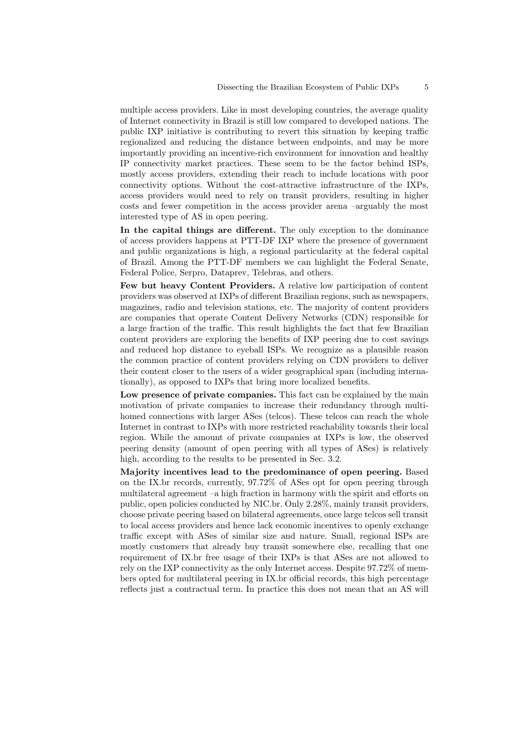multiple access providers. Like in most developing countries, the average quality of Internet connectivity in Brazil is still low compared to developed nations. The public IXP initiative is contributing to revert this situation by keeping traffic regionalized and reducing the distance between endpoints, and may be more importantly providing an incentive-rich environment for innovation and healthy IP connectivity market practices. These seem to be the factor behind ISPs, mostly access providers, extending their reach to include locations with poor connectivity options. Without the cost-attractive infrastructure of the IXPs, access providers would need to rely on transit providers, resulting in higher costs and fewer competition in the access provider arena –arguably the most interested type of AS in open peering.

**In the capital things are different.** The only exception to the dominance of access providers happens at PTT-DF IXP where the presence of government and public organizations is high, a regional particularity at the federal capital of Brazil. Among the PTT-DF members we can highlight the Federal Senate, Federal Police, Serpro, Dataprev, Telebras, and others.

**Few but heavy Content Providers.** A relative low participation of content providers was observed at IXPs of different Brazilian regions, such as newspapers, magazines, radio and television stations, etc. The majority of content providers are companies that operate Content Delivery Networks (CDN) responsible for a large fraction of the traffic. This result highlights the fact that few Brazilian content providers are exploring the benefits of IXP peering due to cost savings and reduced hop distance to eyeball ISPs. We recognize as a plausible reason the common practice of content providers relying on CDN providers to deliver their content closer to the users of a wider geographical span (including internationally), as opposed to IXPs that bring more localized benefits.

**Low presence of private companies.** This fact can be explained by the main motivation of private companies to increase their redundancy through multihomed connections with larger ASes (telcos). These telcos can reach the whole Internet in contrast to IXPs with more restricted reachability towards their local region. While the amount of private companies at IXPs is low, the observed peering density (amount of open peering with all types of ASes) is relatively high, according to the results to be presented in Sec. 3.2.

**Majority incentives lead to the predominance of open peering.** Based on the IX.br records, currently, 97.72% of ASes opt for open peering through multilateral agreement –a high fraction in harmony with the spirit and efforts on public, open policies conducted by NIC.br. Only 2.28%, mainly transit providers, choose private peering based on bilateral agreements, once large telcos sell transit to local access providers and hence lack economic incentives to openly exchange traffic except with ASes of similar size and nature. Small, regional ISPs are mostly customers that already buy transit somewhere else, recalling that one requirement of IX.br free usage of their IXPs is that ASes are not allowed to rely on the IXP connectivity as the only Internet access. Despite 97.72% of members opted for multilateral peering in IX.br official records, this high percentage reflects just a contractual term. In practice this does not mean that an AS will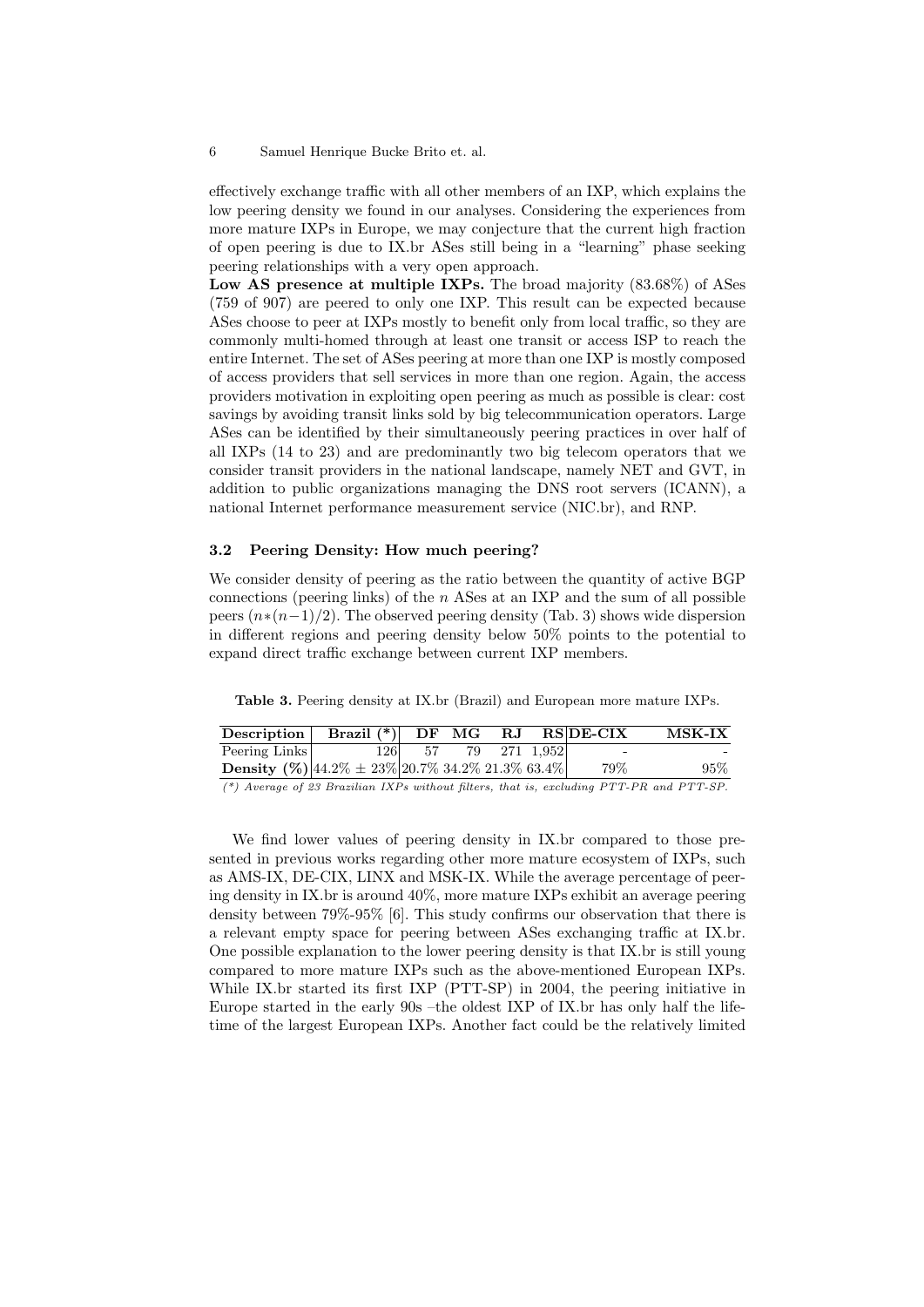effectively exchange traffic with all other members of an IXP, which explains the low peering density we found in our analyses. Considering the experiences from more mature IXPs in Europe, we may conjecture that the current high fraction of open peering is due to IX.br ASes still being in a "learning" phase seeking peering relationships with a very open approach.

**Low AS presence at multiple IXPs.** The broad majority (83.68%) of ASes (759 of 907) are peered to only one IXP. This result can be expected because ASes choose to peer at IXPs mostly to benefit only from local traffic, so they are commonly multi-homed through at least one transit or access ISP to reach the entire Internet. The set of ASes peering at more than one IXP is mostly composed of access providers that sell services in more than one region. Again, the access providers motivation in exploiting open peering as much as possible is clear: cost savings by avoiding transit links sold by big telecommunication operators. Large ASes can be identified by their simultaneously peering practices in over half of all IXPs (14 to 23) and are predominantly two big telecom operators that we consider transit providers in the national landscape, namely NET and GVT, in addition to public organizations managing the DNS root servers (ICANN), a national Internet performance measurement service (NIC.br), and RNP.

### 3.2 Peering Density: How much peering?

We consider density of peering as the ratio between the quantity of active BGP connections (peering links) of the $n$ ASes at an IXP and the sum of all possible peers ($n*(n-1)/2$). The observed peering density (Tab. 3) shows wide dispersion in different regions and peering density below 50% points to the potential to expand direct traffic exchange between current IXP members.

**Table 3.** Peering density at IX.br (Brazil) and European more mature IXPs.

| Description | Brazil (*) | DF | MG | RJ | RS | DE-CIX | MSK-IX |
|---|---|---|---|---|---|---|---|
| Peering Links | 126 | 57 | 79 | 271 | 1,952 | - | - |
| **Density (%)** | 44.2% ± 23% | 20.7% | 34.2% | 21.3% | 63.4% | 79% | 95% |

*(\*) Average of 23 Brazilian IXPs without filters, that is, excluding PTT-PR and PTT-SP.*

We find lower values of peering density in IX.br compared to those presented in previous works regarding other more mature ecosystem of IXPs, such as AMS-IX, DE-CIX, LINX and MSK-IX. While the average percentage of peering density in IX.br is around 40%, more mature IXPs exhibit an average peering density between 79%-95% [6]. This study confirms our observation that there is a relevant empty space for peering between ASes exchanging traffic at IX.br. One possible explanation to the lower peering density is that IX.br is still young compared to more mature IXPs such as the above-mentioned European IXPs. While IX.br started its first IXP (PTT-SP) in 2004, the peering initiative in Europe started in the early 90s –the oldest IXP of IX.br has only half the lifetime of the largest European IXPs. Another fact could be the relatively limited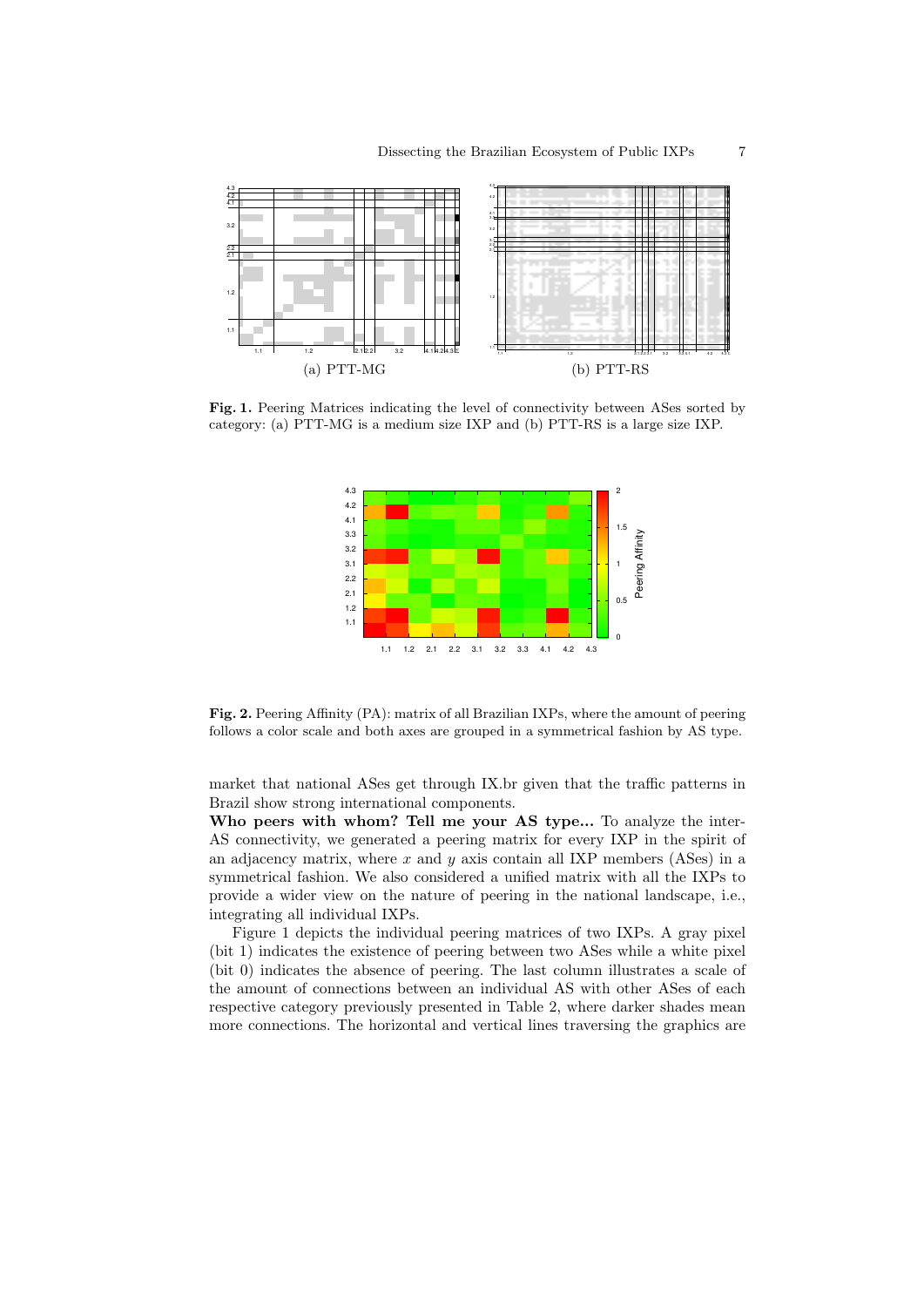Fig. 1. Peering Matrices indicating the level of connectivity between ASes sorted by category: (a) PTT-MG is a medium size IXP and (b) PTT-RS is a large size IXP.

Fig. 2. Peering Affinity (PA): matrix of all Brazilian IXPs, where the amount of peering follows a color scale and both axes are grouped in a symmetrical fashion by AS type.

market that national ASes get through IX.br given that the traffic patterns in Brazil show strong international components.

**Who peers with whom? Tell me your AS type...** To analyze the inter-AS connectivity, we generated a peering matrix for every IXP in the spirit of an adjacency matrix, where $x$ and $y$ axis contain all IXP members (ASes) in a symmetrical fashion. We also considered a unified matrix with all the IXPs to provide a wider view on the nature of peering in the national landscape, i.e., integrating all individual IXPs.

Figure 1 depicts the individual peering matrices of two IXPs. A gray pixel (bit 1) indicates the existence of peering between two ASes while a white pixel (bit 0) indicates the absence of peering. The last column illustrates a scale of the amount of connections between an individual AS with other ASes of each respective category previously presented in Table 2, where darker shades mean more connections. The horizontal and vertical lines traversing the graphics are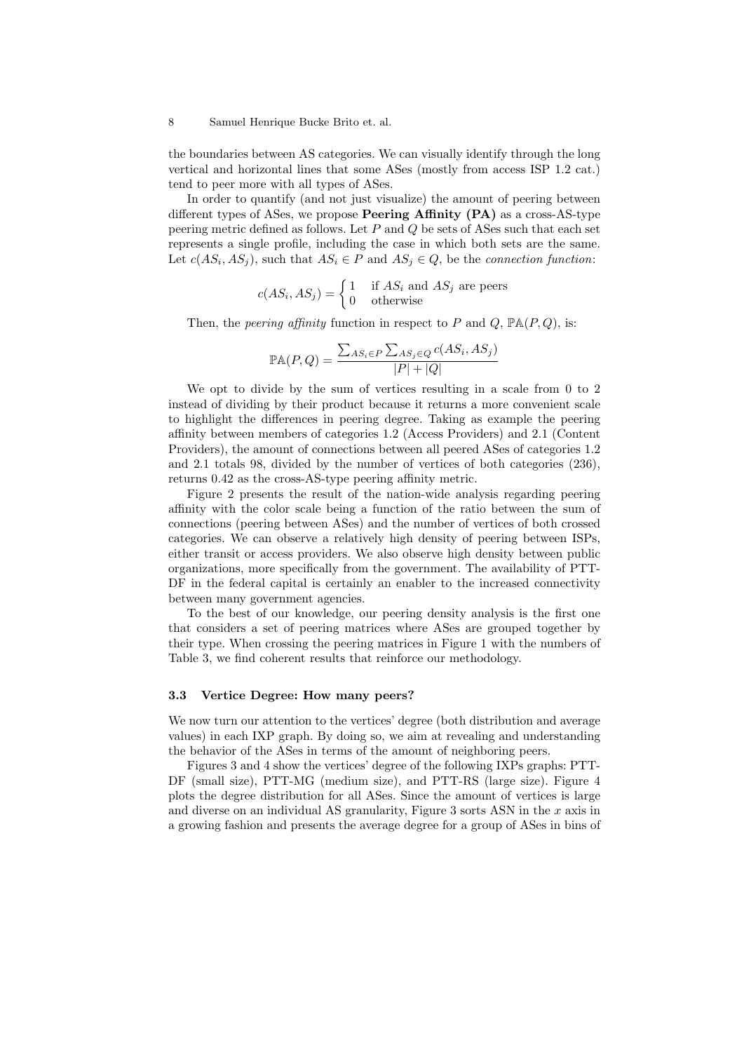the boundaries between AS categories. We can visually identify through the long vertical and horizontal lines that some ASes (mostly from access ISP 1.2 cat.) tend to peer more with all types of ASes.

In order to quantify (and not just visualize) the amount of peering between different types of ASes, we propose **Peering Affinity (PA)** as a cross-AS-type peering metric defined as follows. Let $P$ and $Q$ be sets of ASes such that each set represents a single profile, including the case in which both sets are the same. Let $c(AS_i, AS_j)$, such that $AS_i \in P$ and $AS_j \in Q$, be the *connection function*:

$$c(AS_i, AS_j) = \begin{cases} 1 & \text{if } AS_i \text{ and } AS_j \text{ are peers} \\ 0 & \text{otherwise} \end{cases}$$

Then, the *peering affinity* function in respect to $P$ and $Q$, $\mathbb{PA}(P, Q)$, is:

$$\mathbb{PA}(P, Q) = \frac{\sum_{AS_i \in P} \sum_{AS_j \in Q} c(AS_i, AS_j)}{|P| + |Q|}$$

We opt to divide by the sum of vertices resulting in a scale from 0 to 2 instead of dividing by their product because it returns a more convenient scale to highlight the differences in peering degree. Taking as example the peering affinity between members of categories 1.2 (Access Providers) and 2.1 (Content Providers), the amount of connections between all peered ASes of categories 1.2 and 2.1 totals 98, divided by the number of vertices of both categories (236), returns 0.42 as the cross-AS-type peering affinity metric.

Figure 2 presents the result of the nation-wide analysis regarding peering affinity with the color scale being a function of the ratio between the sum of connections (peering between ASes) and the number of vertices of both crossed categories. We can observe a relatively high density of peering between ISPs, either transit or access providers. We also observe high density between public organizations, more specifically from the government. The availability of PTT-DF in the federal capital is certainly an enabler to the increased connectivity between many government agencies.

To the best of our knowledge, our peering density analysis is the first one that considers a set of peering matrices where ASes are grouped together by their type. When crossing the peering matrices in Figure 1 with the numbers of Table 3, we find coherent results that reinforce our methodology.

### 3.3 Vertice Degree: How many peers?

We now turn our attention to the vertices' degree (both distribution and average values) in each IXP graph. By doing so, we aim at revealing and understanding the behavior of the ASes in terms of the amount of neighboring peers.

Figures 3 and 4 show the vertices' degree of the following IXPs graphs: PTT-DF (small size), PTT-MG (medium size), and PTT-RS (large size). Figure 4 plots the degree distribution for all ASes. Since the amount of vertices is large and diverse on an individual AS granularity, Figure 3 sorts ASN in the $x$ axis in a growing fashion and presents the average degree for a group of ASes in bins of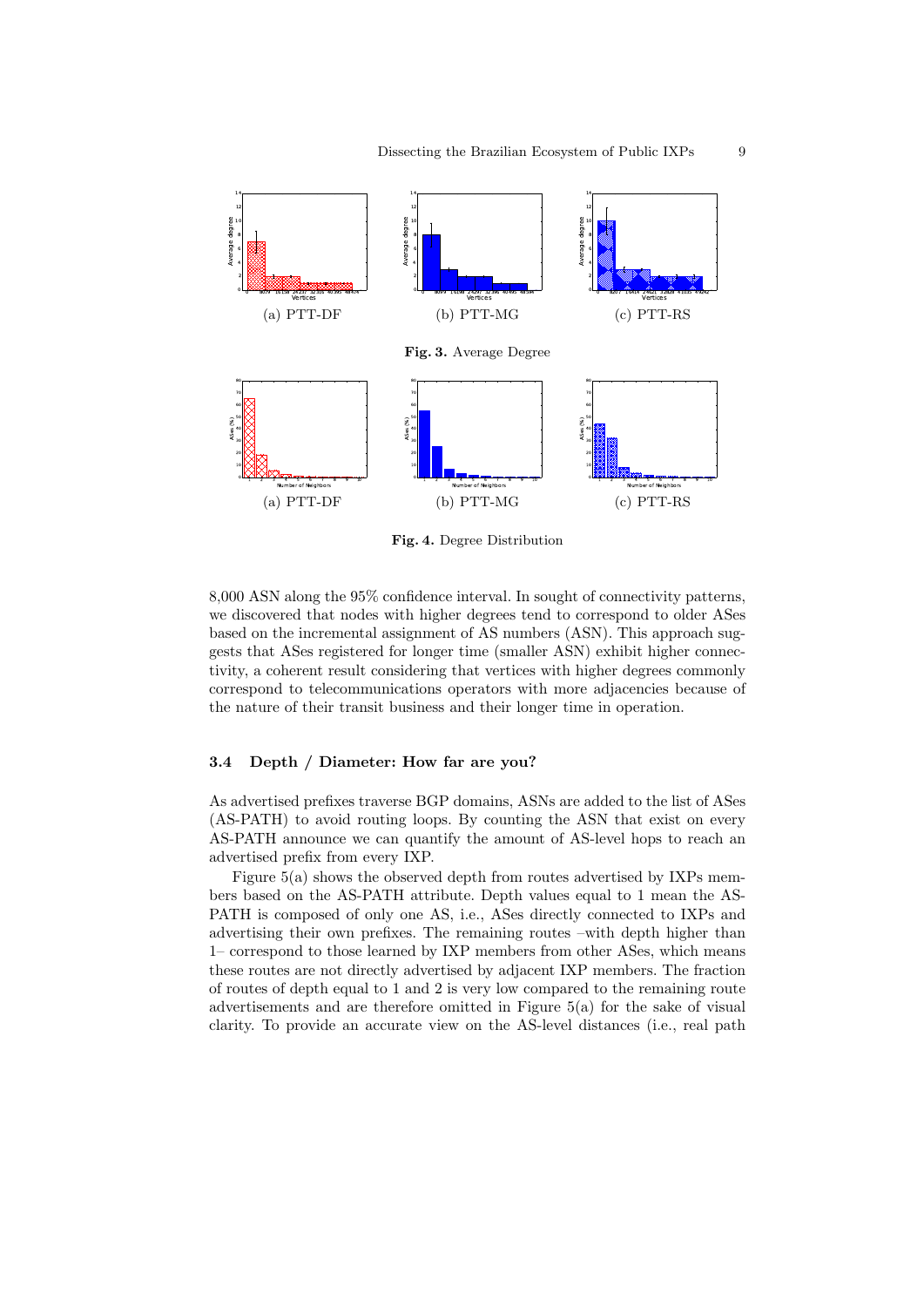(a) PTT-DF (b) PTT-MG (c) PTT-RS

**Fig. 3.** Average Degree

(a) PTT-DF (b) PTT-MG (c) PTT-RS

**Fig. 4.** Degree Distribution

8,000 ASN along the 95% confidence interval. In sought of connectivity patterns, we discovered that nodes with higher degrees tend to correspond to older ASes based on the incremental assignment of AS numbers (ASN). This approach suggests that ASes registered for longer time (smaller ASN) exhibit higher connectivity, a coherent result considering that vertices with higher degrees commonly correspond to telecommunications operators with more adjacencies because of the nature of their transit business and their longer time in operation.

### 3.4 Depth / Diameter: How far are you?

As advertised prefixes traverse BGP domains, ASNs are added to the list of ASes (AS-PATH) to avoid routing loops. By counting the ASN that exist on every AS-PATH announce we can quantify the amount of AS-level hops to reach an advertised prefix from every IXP.

Figure 5(a) shows the observed depth from routes advertised by IXPs members based on the AS-PATH attribute. Depth values equal to 1 mean the AS-PATH is composed of only one AS, i.e., ASes directly connected to IXPs and advertising their own prefixes. The remaining routes –with depth higher than 1– correspond to those learned by IXP members from other ASes, which means these routes are not directly advertised by adjacent IXP members. The fraction of routes of depth equal to 1 and 2 is very low compared to the remaining route advertisements and are therefore omitted in Figure 5(a) for the sake of visual clarity. To provide an accurate view on the AS-level distances (i.e., real path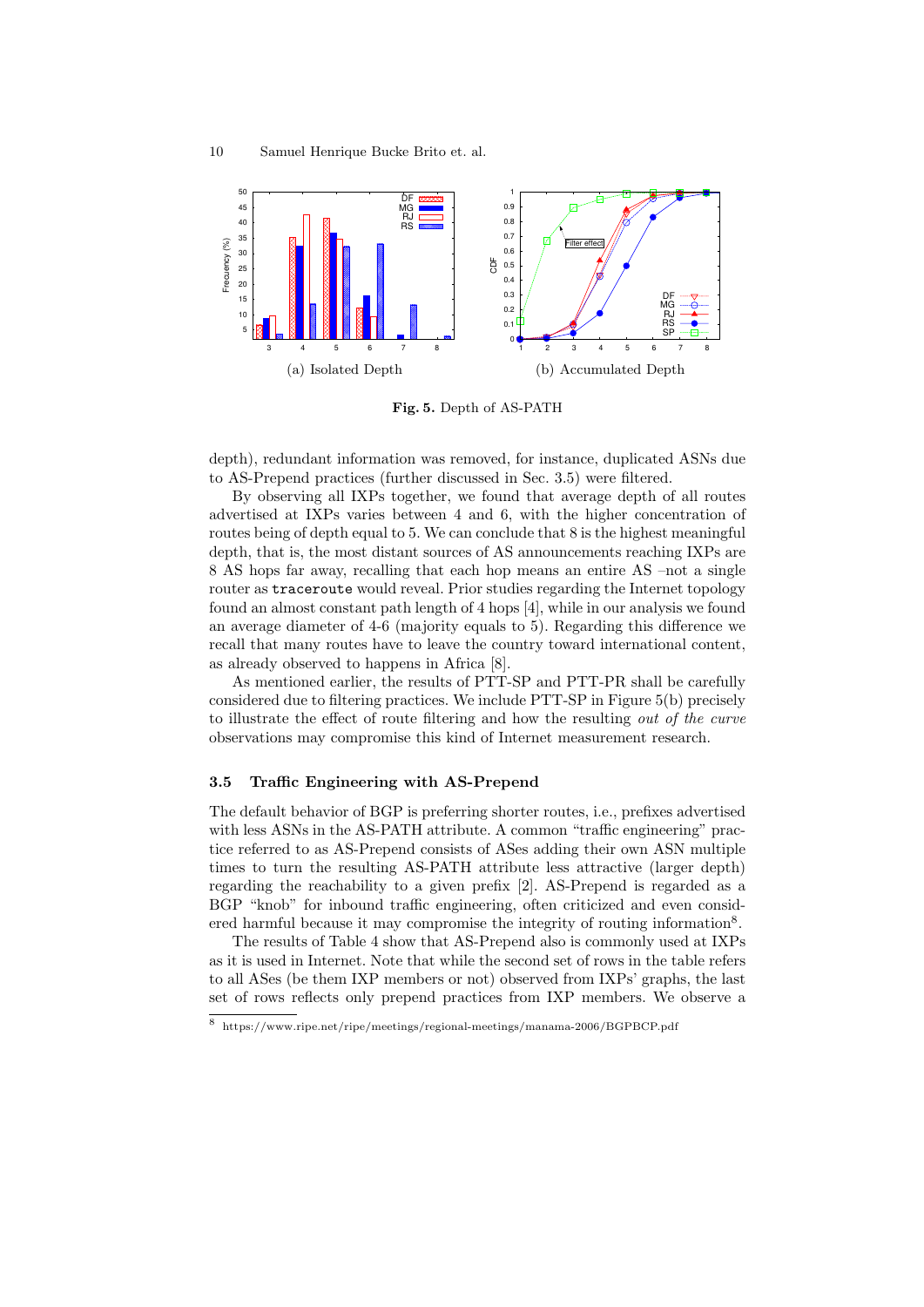(a) Isolated Depth

(b) Accumulated Depth

**Fig. 5.** Depth of AS-PATH

depth), redundant information was removed, for instance, duplicated ASNs due to AS-Prepend practices (further discussed in Sec. 3.5) were filtered.

By observing all IXPs together, we found that average depth of all routes advertised at IXPs varies between 4 and 6, with the higher concentration of routes being of depth equal to 5. We can conclude that 8 is the highest meaningful depth, that is, the most distant sources of AS announcements reaching IXPs are 8 AS hops far away, recalling that each hop means an entire AS –not a single router as `traceroute` would reveal. Prior studies regarding the Internet topology found an almost constant path length of 4 hops [4], while in our analysis we found an average diameter of 4-6 (majority equals to 5). Regarding this difference we recall that many routes have to leave the country toward international content, as already observed to happen in Africa [8].

As mentioned earlier, the results of PTT-SP and PTT-PR shall be carefully considered due to filtering practices. We include PTT-SP in Figure 5(b) precisely to illustrate the effect of route filtering and how the resulting *out of the curve* observations may compromise this kind of Internet measurement research.

### 3.5 Traffic Engineering with AS-Prepend

The default behavior of BGP is preferring shorter routes, i.e., prefixes advertised with less ASNs in the AS-PATH attribute. A common "traffic engineering" practice referred to as AS-Prepend consists of ASes adding their own ASN multiple times to turn the resulting AS-PATH attribute less attractive (larger depth) regarding the reachability to a given prefix [2]. AS-Prepend is regarded as a BGP "knob" for inbound traffic engineering, often criticized and even considered harmful because it may compromise the integrity of routing information[8].

The results of Table 4 show that AS-Prepend also is commonly used at IXPs as it is used in Internet. Note that while the second set of rows in the table refers to all ASes (be them IXP members or not) observed from IXPs' graphs, the last set of rows reflects only prepend practices from IXP members. We observe a

[8] https://www.ripe.net/ripe/meetings/regional-meetings/manama-2006/BGPBCP.pdf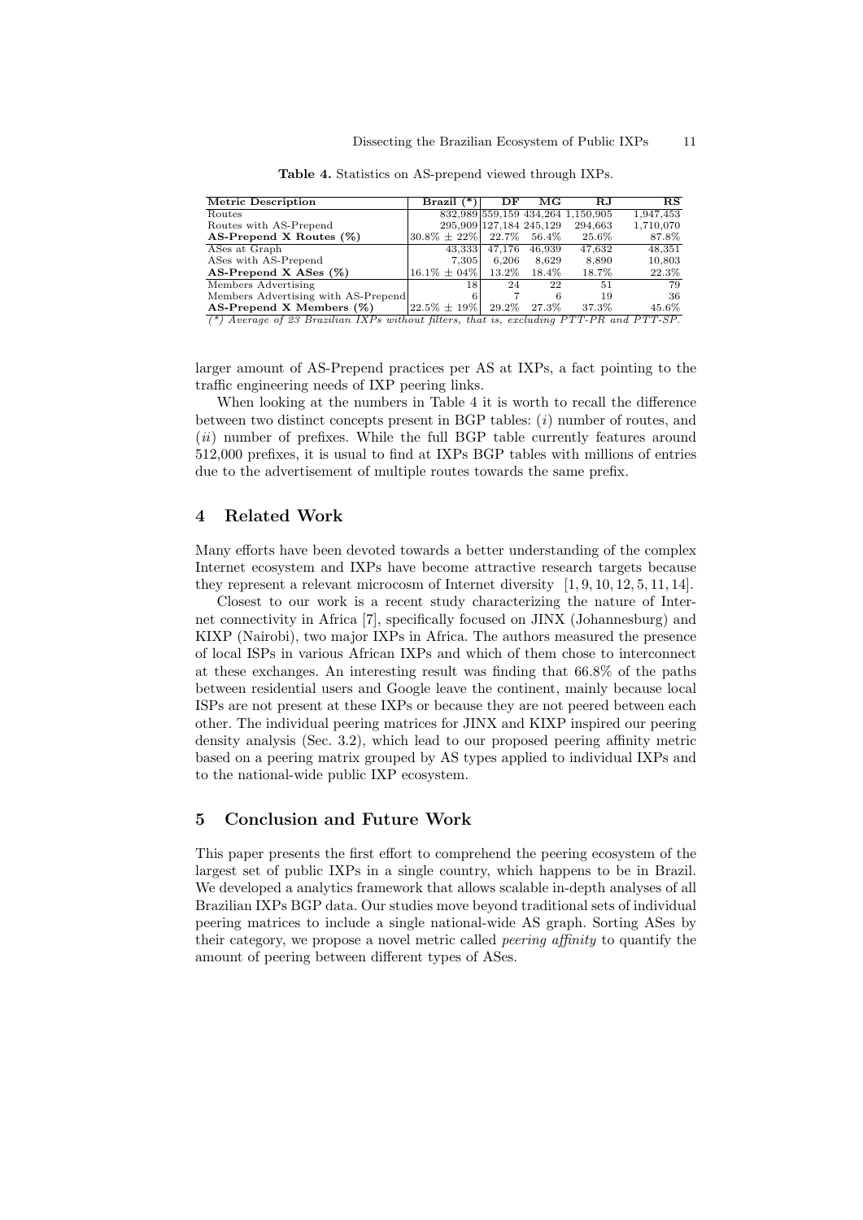**Table 4.** Statistics on AS-prepend viewed through IXPs.

| Metric Description | Brazil (*) | DF | MG | RJ | RS |
|---|---|---|---|---|---|
| Routes | 832,989 | 559,159 | 434,264 | 1,150,905 | 1,947,453 |
| Routes with AS-Prepend | 295,909 | 127,184 | 245,129 | 294,663 | 1,710,070 |
| **AS-Prepend X Routes (%)** | 30.8% ± 22% | 22.7% | 56.4% | 25.6% | 87.8% |
| ASes at Graph | 43,333 | 47,176 | 46,939 | 47,632 | 48,351 |
| ASes with AS-Prepend | 7,305 | 6,206 | 8,629 | 8,890 | 10,803 |
| **AS-Prepend X ASes (%)** | 16.1% ± 04% | 13.2% | 18.4% | 18.7% | 22.3% |
| Members Advertising | 18 | 24 | 22 | 51 | 79 |
| Members Advertising with AS-Prepend | 6 | 7 | 6 | 19 | 36 |
| **AS-Prepend X Members (%)** | 22.5% ± 19% | 29.2% | 27.3% | 37.3% | 45.6% |

*(\*) Average of 23 Brazilian IXPs without filters, that is, excluding PTT-PR and PTT-SP.*

larger amount of AS-Prepend practices per AS at IXPs, a fact pointing to the traffic engineering needs of IXP peering links.

When looking at the numbers in Table 4 it is worth to recall the difference between two distinct concepts present in BGP tables: (*i*) number of routes, and (*ii*) number of prefixes. While the full BGP table currently features around 512,000 prefixes, it is usual to find at IXPs BGP tables with millions of entries due to the advertisement of multiple routes towards the same prefix.

## 4 Related Work

Many efforts have been devoted towards a better understanding of the complex Internet ecosystem and IXPs have become attractive research targets because they represent a relevant microcosm of Internet diversity [1, 9, 10, 12, 5, 11, 14].

Closest to our work is a recent study characterizing the nature of Internet connectivity in Africa [7], specifically focused on JINX (Johannesburg) and KIXP (Nairobi), two major IXPs in Africa. The authors measured the presence of local ISPs in various African IXPs and which of them chose to interconnect at these exchanges. An interesting result was finding that 66.8% of the paths between residential users and Google leave the continent, mainly because local ISPs are not present at these IXPs or because they are not peered between each other. The individual peering matrices for JINX and KIXP inspired our peering density analysis (Sec. 3.2), which lead to our proposed peering affinity metric based on a peering matrix grouped by AS types applied to individual IXPs and to the national-wide public IXP ecosystem.

## 5 Conclusion and Future Work

This paper presents the first effort to comprehend the peering ecosystem of the largest set of public IXPs in a single country, which happens to be in Brazil. We developed a analytics framework that allows scalable in-depth analyses of all Brazilian IXPs BGP data. Our studies move beyond traditional sets of individual peering matrices to include a single national-wide AS graph. Sorting ASes by their category, we propose a novel metric called *peering affinity* to quantify the amount of peering between different types of ASes.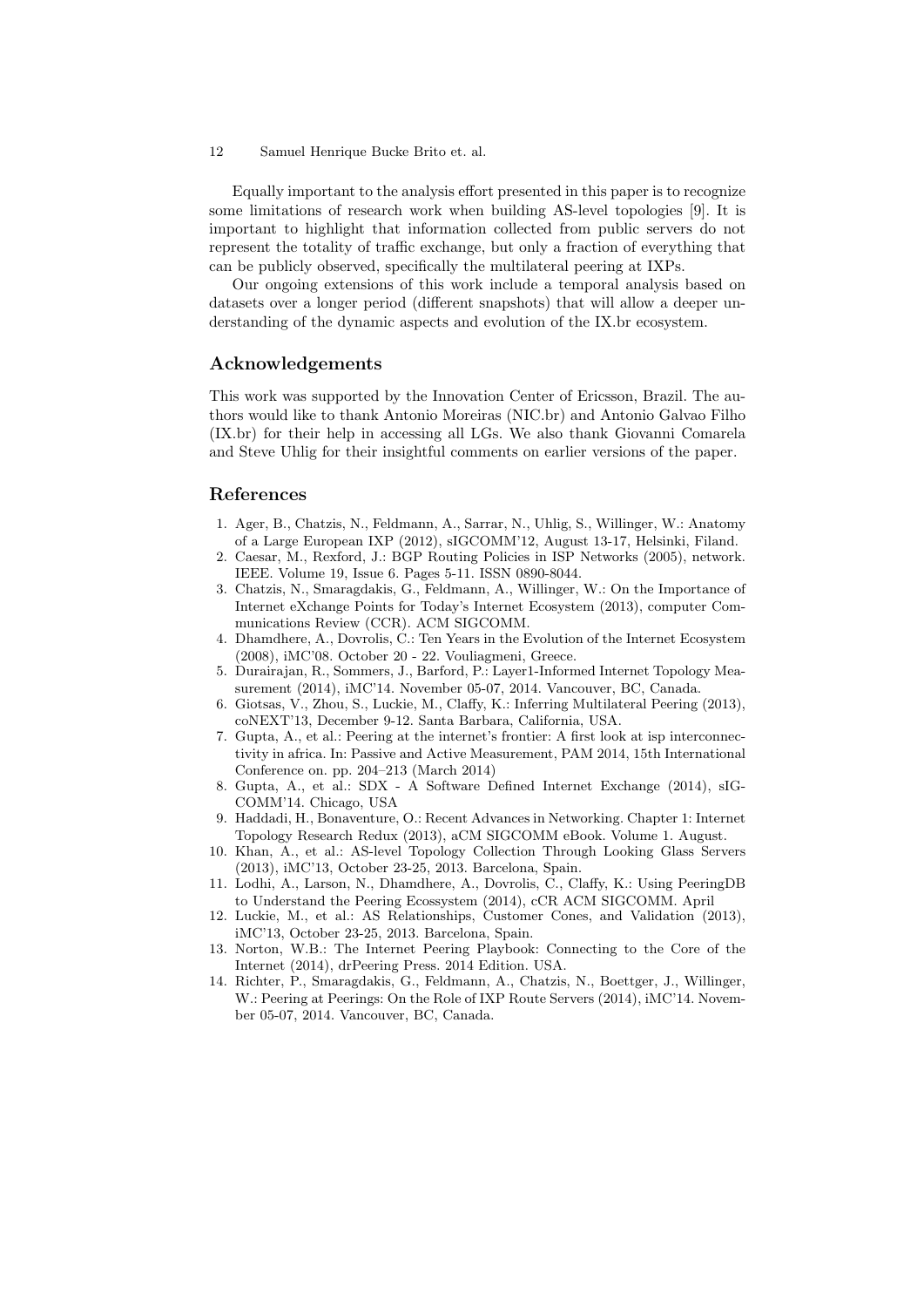Equally important to the analysis effort presented in this paper is to recognize some limitations of research work when building AS-level topologies [9]. It is important to highlight that information collected from public servers do not represent the totality of traffic exchange, but only a fraction of everything that can be publicly observed, specifically the multilateral peering at IXPs.

Our ongoing extensions of this work include a temporal analysis based on datasets over a longer period (different snapshots) that will allow a deeper understanding of the dynamic aspects and evolution of the IX.br ecosystem.

## Acknowledgements

This work was supported by the Innovation Center of Ericsson, Brazil. The authors would like to thank Antonio Moreiras (NIC.br) and Antonio Galvao Filho (IX.br) for their help in accessing all LGs. We also thank Giovanni Comarela and Steve Uhlig for their insightful comments on earlier versions of the paper.

## References

1. Ager, B., Chatzis, N., Feldmann, A., Sarrar, N., Uhlig, S., Willinger, W.: Anatomy of a Large European IXP (2012), sIGCOMM'12, August 13-17, Helsinki, Filand.
2. Caesar, M., Rexford, J.: BGP Routing Policies in ISP Networks (2005), network. IEEE. Volume 19, Issue 6. Pages 5-11. ISSN 0890-8044.
3. Chatzis, N., Smaragdakis, G., Feldmann, A., Willinger, W.: On the Importance of Internet eXchange Points for Today's Internet Ecosystem (2013), computer Communications Review (CCR). ACM SIGCOMM.
4. Dhamdhere, A., Dovrolis, C.: Ten Years in the Evolution of the Internet Ecosystem (2008), iMC'08. October 20 - 22. Vouliagmeni, Greece.
5. Durairajan, R., Sommers, J., Barford, P.: Layer1-Informed Internet Topology Measurement (2014), iMC'14. November 05-07, 2014. Vancouver, BC, Canada.
6. Giotsas, V., Zhou, S., Luckie, M., Claffy, K.: Inferring Multilateral Peering (2013), coNEXT'13, December 9-12. Santa Barbara, California, USA.
7. Gupta, A., et al.: Peering at the internet's frontier: A first look at isp interconnectivity in africa. In: Passive and Active Measurement, PAM 2014, 15th International Conference on. pp. 204–213 (March 2014)
8. Gupta, A., et al.: SDX - A Software Defined Internet Exchange (2014), sIGCOMM'14. Chicago, USA
9. Haddadi, H., Bonaventure, O.: Recent Advances in Networking. Chapter 1: Internet Topology Research Redux (2013), aCM SIGCOMM eBook. Volume 1. August.
10. Khan, A., et al.: AS-level Topology Collection Through Looking Glass Servers (2013), iMC'13, October 23-25, 2013. Barcelona, Spain.
11. Lodhi, A., Larson, N., Dhamdhere, A., Dovrolis, C., Claffy, K.: Using PeeringDB to Understand the Peering Ecossystem (2014), cCR ACM SIGCOMM. April
12. Luckie, M., et al.: AS Relationships, Customer Cones, and Validation (2013), iMC'13, October 23-25, 2013. Barcelona, Spain.
13. Norton, W.B.: The Internet Peering Playbook: Connecting to the Core of the Internet (2014), drPeering Press. 2014 Edition. USA.
14. Richter, P., Smaragdakis, G., Feldmann, A., Chatzis, N., Boettger, J., Willinger, W.: Peering at Peerings: On the Role of IXP Route Servers (2014), iMC'14. November 05-07, 2014. Vancouver, BC, Canada.